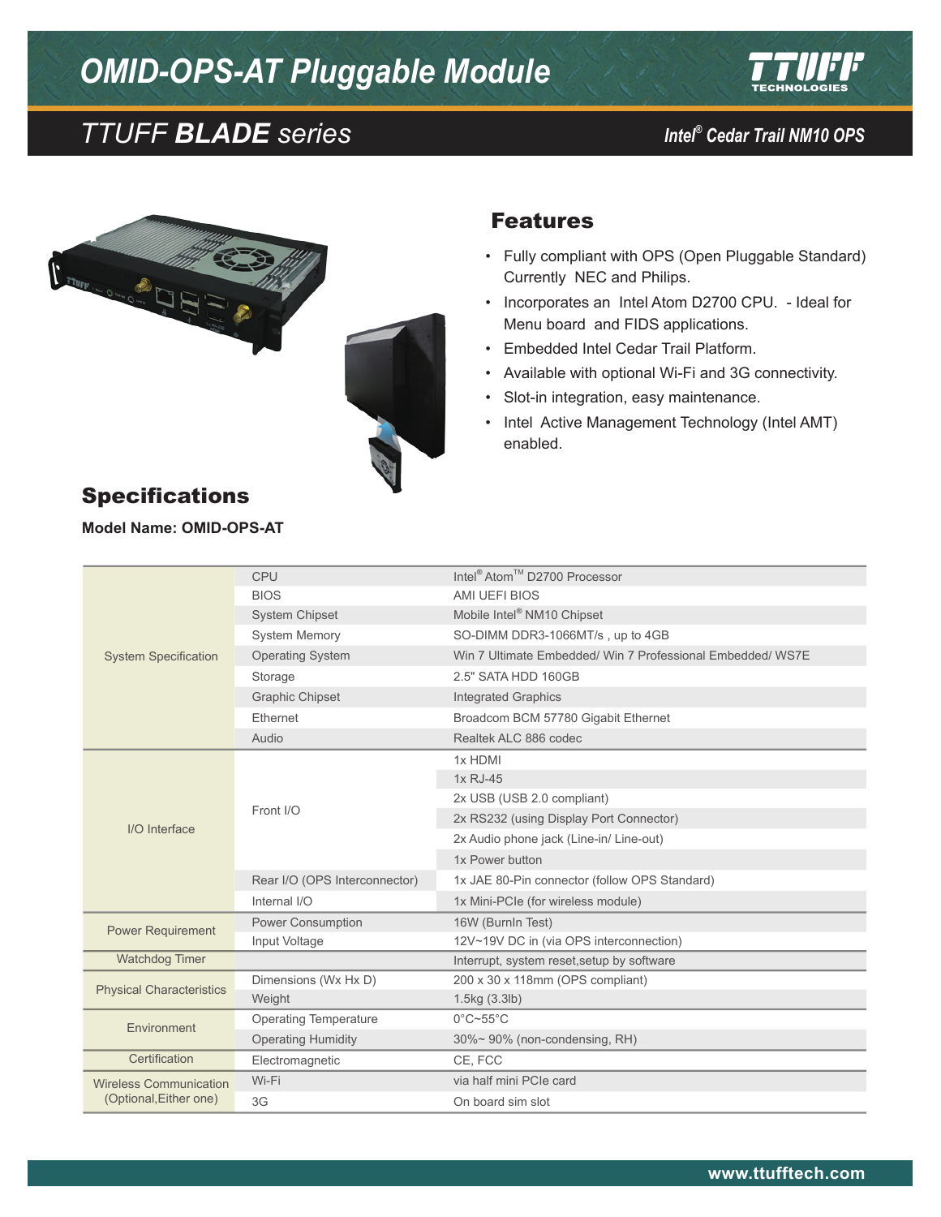# OMID-OPS-AT Pluggable Module

## TTUFF **BLADE** series

**Intel® Cedar Trail NM10 OPS**

## Features

- Fully compliant with OPS (Open Pluggable Standard) Currently NEC and Philips.
- Incorporates an Intel Atom D2700 CPU. - Ideal for Menu board and FIDS applications.
- Embedded Intel Cedar Trail Platform.
- Available with optional Wi-Fi and 3G connectivity.
- Slot-in integration, easy maintenance.
- Intel Active Management Technology (Intel AMT) enabled.

## Specifications

**Model Name: OMID-OPS-AT**

| | | |
|---|---|---|
| System Specification | CPU | Intel® Atom™ D2700 Processor |
| | BIOS | AMI UEFI BIOS |
| | System Chipset | Mobile Intel® NM10 Chipset |
| | System Memory | SO-DIMM DDR3-1066MT/s , up to 4GB |
| | Operating System | Win 7 Ultimate Embedded/ Win 7 Professional Embedded/ WS7E |
| | Storage | 2.5" SATA HDD 160GB |
| | Graphic Chipset | Integrated Graphics |
| | Ethernet | Broadcom BCM 57780 Gigabit Ethernet |
| | Audio | Realtek ALC 886 codec |
| I/O Interface | Front I/O | 1x HDMI |
| | | 1x RJ-45 |
| | | 2x USB (USB 2.0 compliant) |
| | | 2x RS232 (using Display Port Connector) |
| | | 2x Audio phone jack (Line-in/ Line-out) |
| | | 1x Power button |
| | Rear I/O (OPS Interconnector) | 1x JAE 80-Pin connector (follow OPS Standard) |
| | Internal I/O | 1x Mini-PCIe (for wireless module) |
| Power Requirement | Power Consumption | 16W (BurnIn Test) |
| | Input Voltage | 12V~19V DC in (via OPS interconnection) |
| Watchdog Timer | | Interrupt, system reset,setup by software |
| Physical Characteristics | Dimensions (Wx Hx D) | 200 x 30 x 118mm (OPS compliant) |
| | Weight | 1.5kg (3.3lb) |
| Environment | Operating Temperature | 0°C~55°C |
| | Operating Humidity | 30%~ 90% (non-condensing, RH) |
| Certification | Electromagnetic | CE, FCC |
| Wireless Communication (Optional,Either one) | Wi-Fi | via half mini PCIe card |
| | 3G | On board sim slot |

www.ttufftech.com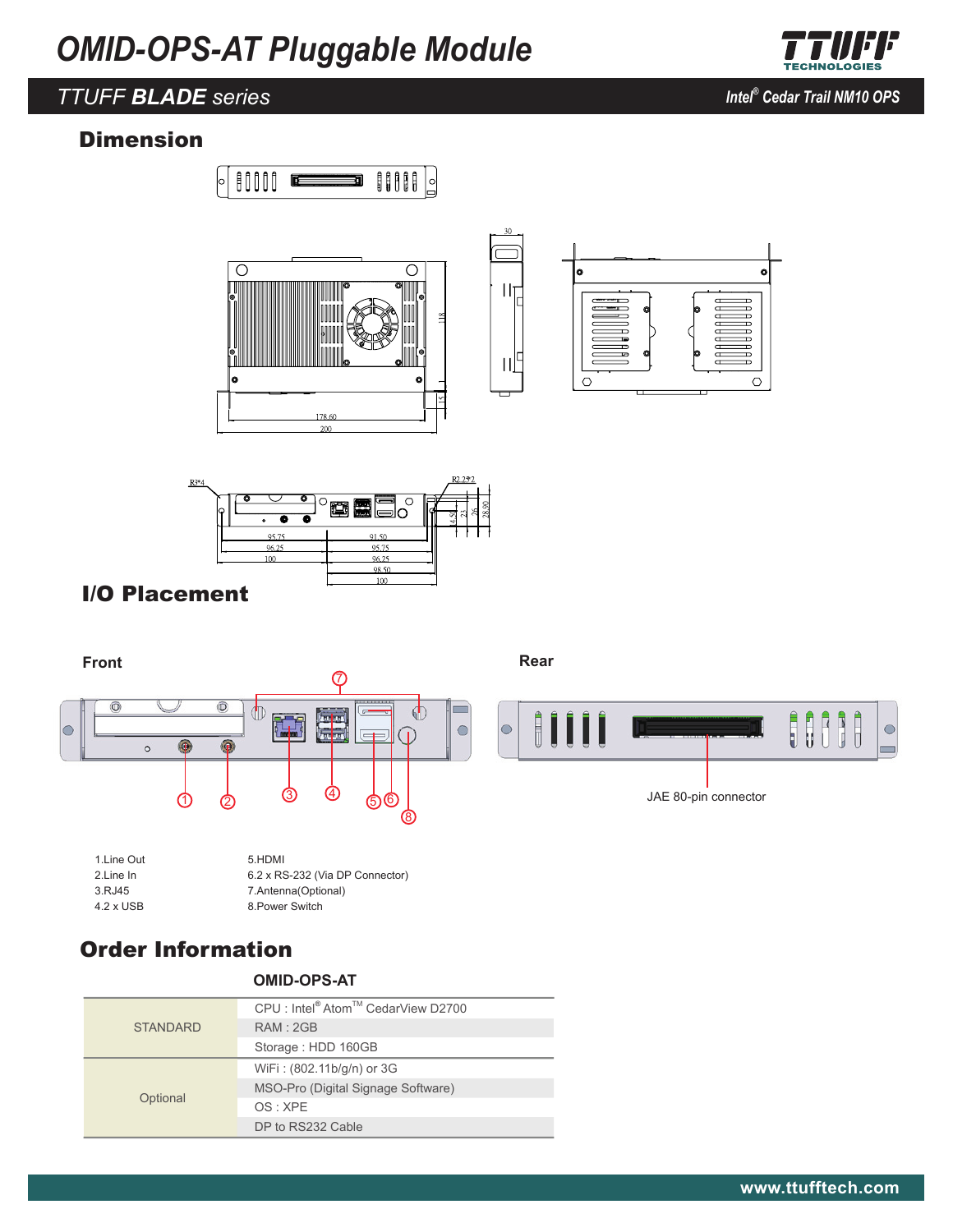# OMID-OPS-AT Pluggable Module

TTUFF **BLADE** series — Intel® Cedar Trail NM10 OPS

## Dimension

30
118
15
178.60
200
R3*4
R2.2*2
95.75
96.25
100
91.50
95.75
96.25
98.50
100
14.50
23
26
28.80

## I/O Placement

**Front**

**Rear**

JAE 80-pin connector

1.Line Out
2.Line In
3.RJ45
4.2 x USB
5.HDMI
6.2 x RS-232 (Via DP Connector)
7.Antenna(Optional)
8.Power Switch

## Order Information

| | OMID-OPS-AT |
|---|---|
| STANDARD | CPU : Intel® Atom™ CedarView D2700 |
| | RAM : 2GB |
| | Storage : HDD 160GB |
| Optional | WiFi : (802.11b/g/n) or 3G |
| | MSO-Pro (Digital Signage Software) |
| | OS : XPE |
| | DP to RS232 Cable |

www.ttufftech.com